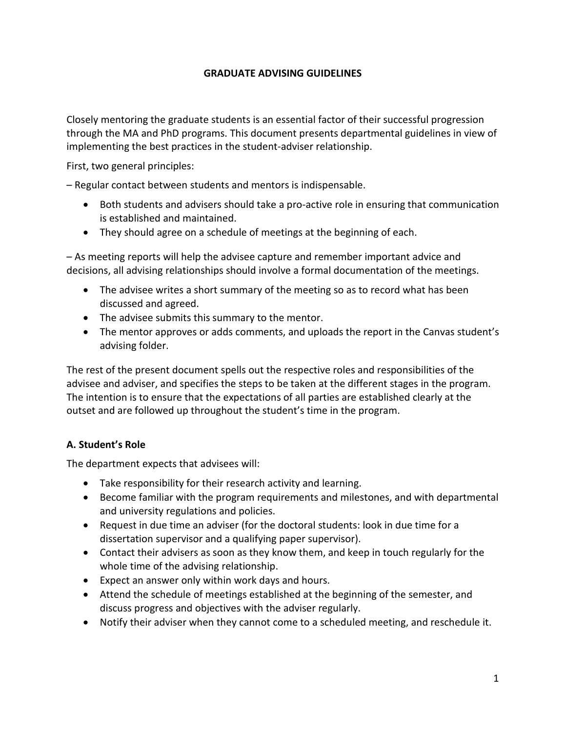# GRADUATE ADVISING GUIDELINES

Closely mentoring the graduate students is an essential factor of their successful progression through the MA and PhD programs. This document presents departmental guidelines in view of implementing the best practices in the student-adviser relationship.

First, two general principles:

– Regular contact between students and mentors is indispensable.

- Both students and advisers should take a pro-active role in ensuring that communication is established and maintained.
- They should agree on a schedule of meetings at the beginning of each.

– As meeting reports will help the advisee capture and remember important advice and decisions, all advising relationships should involve a formal documentation of the meetings.

- The advisee writes a short summary of the meeting so as to record what has been discussed and agreed.
- The advisee submits this summary to the mentor.
- The mentor approves or adds comments, and uploads the report in the Canvas student's advising folder.

The rest of the present document spells out the respective roles and responsibilities of the advisee and adviser, and specifies the steps to be taken at the different stages in the program. The intention is to ensure that the expectations of all parties are established clearly at the outset and are followed up throughout the student's time in the program.

## A. Student's Role

The department expects that advisees will:

- Take responsibility for their research activity and learning.
- Become familiar with the program requirements and milestones, and with departmental and university regulations and policies.
- Request in due time an adviser (for the doctoral students: look in due time for a dissertation supervisor and a qualifying paper supervisor).
- Contact their advisers as soon as they know them, and keep in touch regularly for the whole time of the advising relationship.
- Expect an answer only within work days and hours.
- Attend the schedule of meetings established at the beginning of the semester, and discuss progress and objectives with the adviser regularly.
- Notify their adviser when they cannot come to a scheduled meeting, and reschedule it.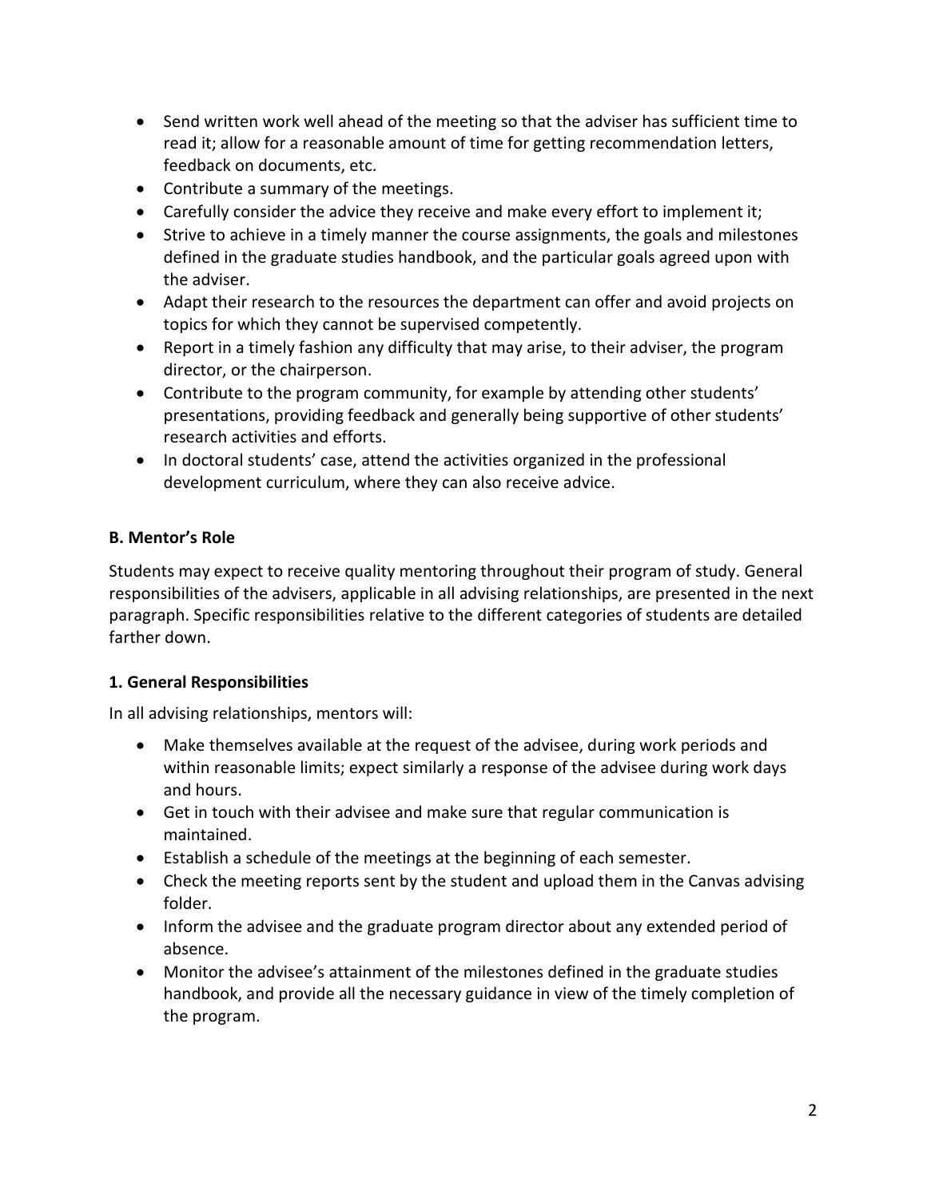- Send written work well ahead of the meeting so that the adviser has sufficient time to read it; allow for a reasonable amount of time for getting recommendation letters, feedback on documents, etc.
- Contribute a summary of the meetings.
- Carefully consider the advice they receive and make every effort to implement it;
- Strive to achieve in a timely manner the course assignments, the goals and milestones defined in the graduate studies handbook, and the particular goals agreed upon with the adviser.
- Adapt their research to the resources the department can offer and avoid projects on topics for which they cannot be supervised competently.
- Report in a timely fashion any difficulty that may arise, to their adviser, the program director, or the chairperson.
- Contribute to the program community, for example by attending other students' presentations, providing feedback and generally being supportive of other students' research activities and efforts.
- In doctoral students' case, attend the activities organized in the professional development curriculum, where they can also receive advice.

### B. Mentor's Role

Students may expect to receive quality mentoring throughout their program of study. General responsibilities of the advisers, applicable in all advising relationships, are presented in the next paragraph. Specific responsibilities relative to the different categories of students are detailed farther down.

#### 1. General Responsibilities

In all advising relationships, mentors will:

- Make themselves available at the request of the advisee, during work periods and within reasonable limits; expect similarly a response of the advisee during work days and hours.
- Get in touch with their advisee and make sure that regular communication is maintained.
- Establish a schedule of the meetings at the beginning of each semester.
- Check the meeting reports sent by the student and upload them in the Canvas advising folder.
- Inform the advisee and the graduate program director about any extended period of absence.
- Monitor the advisee's attainment of the milestones defined in the graduate studies handbook, and provide all the necessary guidance in view of the timely completion of the program.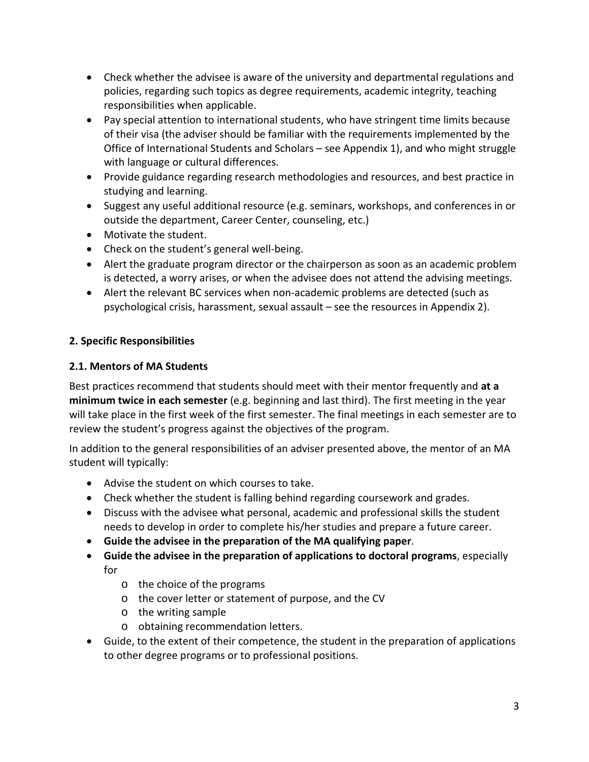- Check whether the advisee is aware of the university and departmental regulations and policies, regarding such topics as degree requirements, academic integrity, teaching responsibilities when applicable.
- Pay special attention to international students, who have stringent time limits because of their visa (the adviser should be familiar with the requirements implemented by the Office of International Students and Scholars – see Appendix 1), and who might struggle with language or cultural differences.
- Provide guidance regarding research methodologies and resources, and best practice in studying and learning.
- Suggest any useful additional resource (e.g. seminars, workshops, and conferences in or outside the department, Career Center, counseling, etc.)
- Motivate the student.
- Check on the student's general well-being.
- Alert the graduate program director or the chairperson as soon as an academic problem is detected, a worry arises, or when the advisee does not attend the advising meetings.
- Alert the relevant BC services when non-academic problems are detected (such as psychological crisis, harassment, sexual assault – see the resources in Appendix 2).

## 2. Specific Responsibilities

### 2.1. Mentors of MA Students

Best practices recommend that students should meet with their mentor frequently and **at a minimum twice in each semester** (e.g. beginning and last third). The first meeting in the year will take place in the first week of the first semester. The final meetings in each semester are to review the student's progress against the objectives of the program.

In addition to the general responsibilities of an adviser presented above, the mentor of an MA student will typically:

- Advise the student on which courses to take.
- Check whether the student is falling behind regarding coursework and grades.
- Discuss with the advisee what personal, academic and professional skills the student needs to develop in order to complete his/her studies and prepare a future career.
- **Guide the advisee in the preparation of the MA qualifying paper**.
- **Guide the advisee in the preparation of applications to doctoral programs**, especially for
  - the choice of the programs
  - the cover letter or statement of purpose, and the CV
  - the writing sample
  - obtaining recommendation letters.
- Guide, to the extent of their competence, the student in the preparation of applications to other degree programs or to professional positions.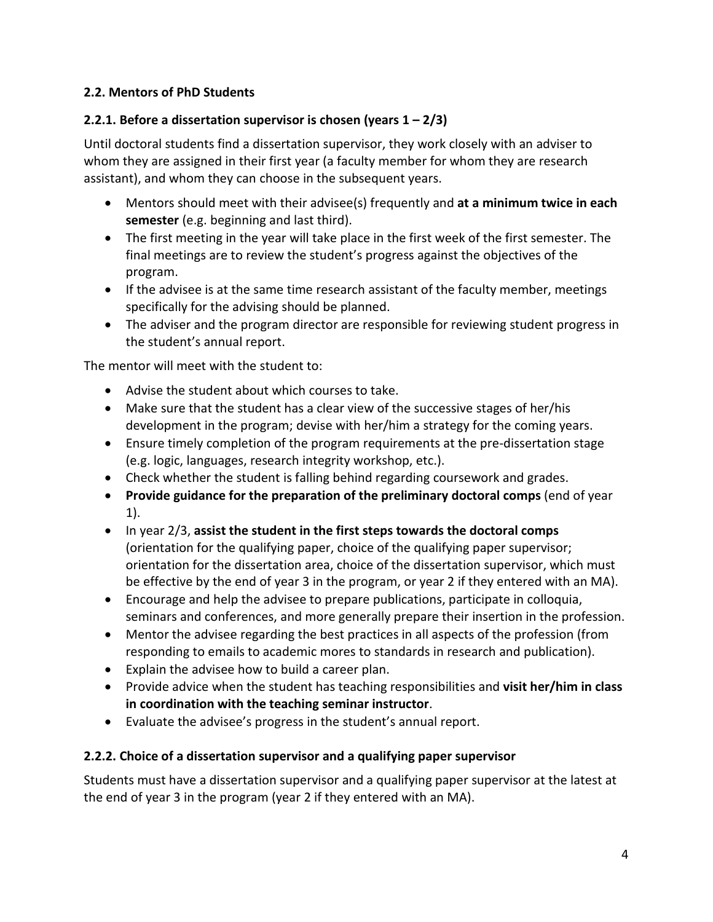### 2.2. Mentors of PhD Students

#### 2.2.1. Before a dissertation supervisor is chosen (years 1 – 2/3)

Until doctoral students find a dissertation supervisor, they work closely with an adviser to whom they are assigned in their first year (a faculty member for whom they are research assistant), and whom they can choose in the subsequent years.

- Mentors should meet with their advisee(s) frequently and **at a minimum twice in each semester** (e.g. beginning and last third).
- The first meeting in the year will take place in the first week of the first semester. The final meetings are to review the student's progress against the objectives of the program.
- If the advisee is at the same time research assistant of the faculty member, meetings specifically for the advising should be planned.
- The adviser and the program director are responsible for reviewing student progress in the student's annual report.

The mentor will meet with the student to:

- Advise the student about which courses to take.
- Make sure that the student has a clear view of the successive stages of her/his development in the program; devise with her/him a strategy for the coming years.
- Ensure timely completion of the program requirements at the pre-dissertation stage (e.g. logic, languages, research integrity workshop, etc.).
- Check whether the student is falling behind regarding coursework and grades.
- **Provide guidance for the preparation of the preliminary doctoral comps** (end of year 1).
- In year 2/3, **assist the student in the first steps towards the doctoral comps** (orientation for the qualifying paper, choice of the qualifying paper supervisor; orientation for the dissertation area, choice of the dissertation supervisor, which must be effective by the end of year 3 in the program, or year 2 if they entered with an MA).
- Encourage and help the advisee to prepare publications, participate in colloquia, seminars and conferences, and more generally prepare their insertion in the profession.
- Mentor the advisee regarding the best practices in all aspects of the profession (from responding to emails to academic mores to standards in research and publication).
- Explain the advisee how to build a career plan.
- Provide advice when the student has teaching responsibilities and **visit her/him in class in coordination with the teaching seminar instructor**.
- Evaluate the advisee's progress in the student's annual report.

#### 2.2.2. Choice of a dissertation supervisor and a qualifying paper supervisor

Students must have a dissertation supervisor and a qualifying paper supervisor at the latest at the end of year 3 in the program (year 2 if they entered with an MA).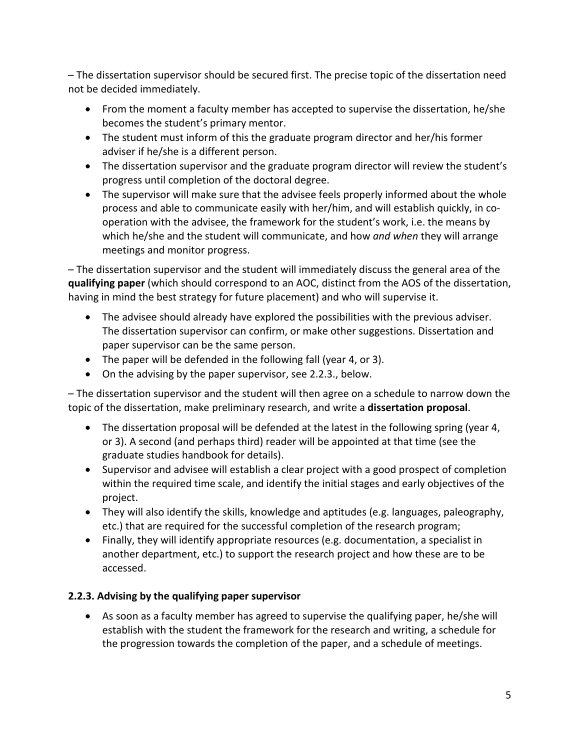– The dissertation supervisor should be secured first. The precise topic of the dissertation need not be decided immediately.

- From the moment a faculty member has accepted to supervise the dissertation, he/she becomes the student's primary mentor.
- The student must inform of this the graduate program director and her/his former adviser if he/she is a different person.
- The dissertation supervisor and the graduate program director will review the student's progress until completion of the doctoral degree.
- The supervisor will make sure that the advisee feels properly informed about the whole process and able to communicate easily with her/him, and will establish quickly, in co-operation with the advisee, the framework for the student's work, i.e. the means by which he/she and the student will communicate, and how *and when* they will arrange meetings and monitor progress.

– The dissertation supervisor and the student will immediately discuss the general area of the **qualifying paper** (which should correspond to an AOC, distinct from the AOS of the dissertation, having in mind the best strategy for future placement) and who will supervise it.

- The advisee should already have explored the possibilities with the previous adviser. The dissertation supervisor can confirm, or make other suggestions. Dissertation and paper supervisor can be the same person.
- The paper will be defended in the following fall (year 4, or 3).
- On the advising by the paper supervisor, see 2.2.3., below.

– The dissertation supervisor and the student will then agree on a schedule to narrow down the topic of the dissertation, make preliminary research, and write a **dissertation proposal**.

- The dissertation proposal will be defended at the latest in the following spring (year 4, or 3). A second (and perhaps third) reader will be appointed at that time (see the graduate studies handbook for details).
- Supervisor and advisee will establish a clear project with a good prospect of completion within the required time scale, and identify the initial stages and early objectives of the project.
- They will also identify the skills, knowledge and aptitudes (e.g. languages, paleography, etc.) that are required for the successful completion of the research program;
- Finally, they will identify appropriate resources (e.g. documentation, a specialist in another department, etc.) to support the research project and how these are to be accessed.

#### 2.2.3. Advising by the qualifying paper supervisor

- As soon as a faculty member has agreed to supervise the qualifying paper, he/she will establish with the student the framework for the research and writing, a schedule for the progression towards the completion of the paper, and a schedule of meetings.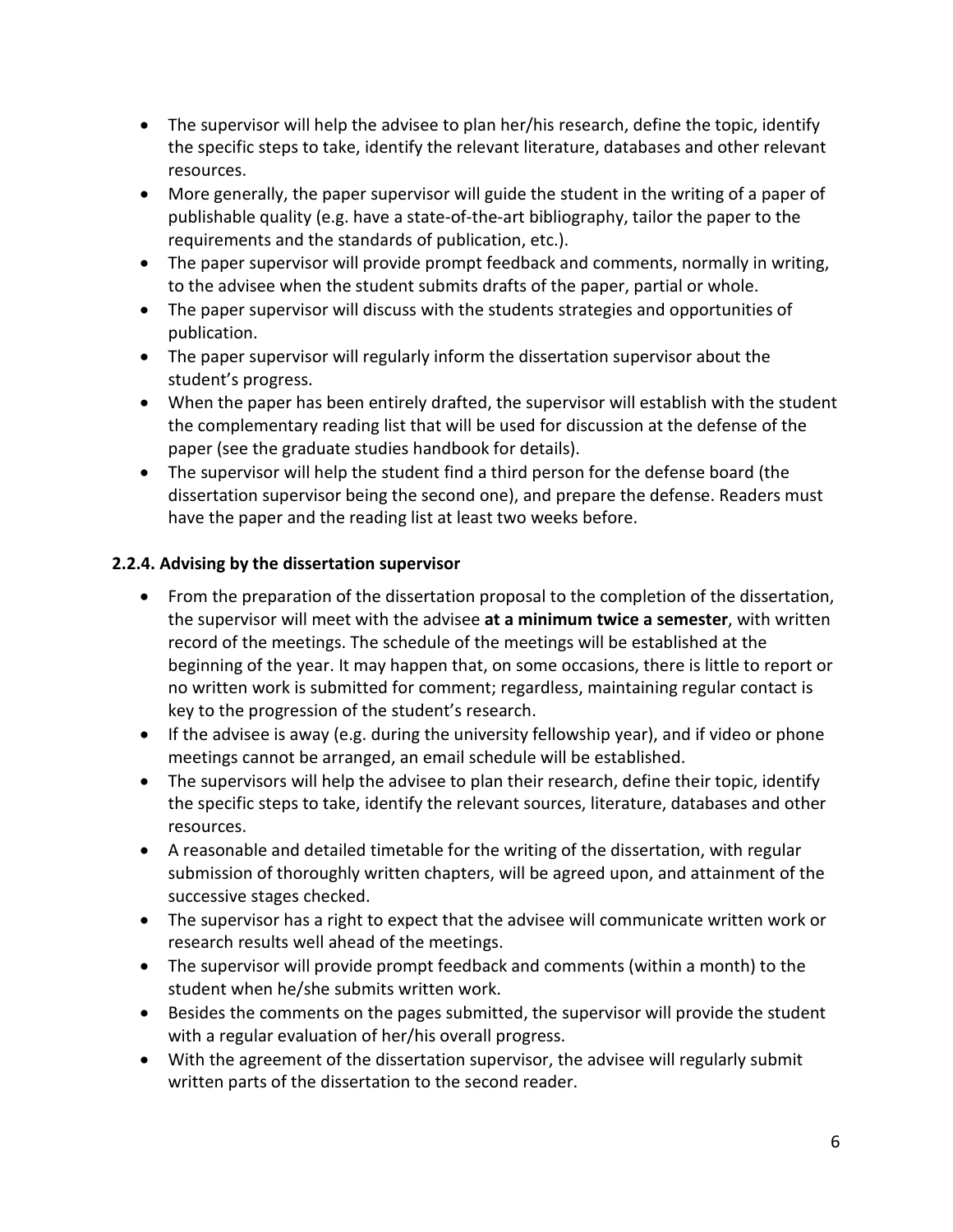- The supervisor will help the advisee to plan her/his research, define the topic, identify the specific steps to take, identify the relevant literature, databases and other relevant resources.
- More generally, the paper supervisor will guide the student in the writing of a paper of publishable quality (e.g. have a state-of-the-art bibliography, tailor the paper to the requirements and the standards of publication, etc.).
- The paper supervisor will provide prompt feedback and comments, normally in writing, to the advisee when the student submits drafts of the paper, partial or whole.
- The paper supervisor will discuss with the students strategies and opportunities of publication.
- The paper supervisor will regularly inform the dissertation supervisor about the student's progress.
- When the paper has been entirely drafted, the supervisor will establish with the student the complementary reading list that will be used for discussion at the defense of the paper (see the graduate studies handbook for details).
- The supervisor will help the student find a third person for the defense board (the dissertation supervisor being the second one), and prepare the defense. Readers must have the paper and the reading list at least two weeks before.

#### 2.2.4. Advising by the dissertation supervisor

- From the preparation of the dissertation proposal to the completion of the dissertation, the supervisor will meet with the advisee **at a minimum twice a semester**, with written record of the meetings. The schedule of the meetings will be established at the beginning of the year. It may happen that, on some occasions, there is little to report or no written work is submitted for comment; regardless, maintaining regular contact is key to the progression of the student's research.
- If the advisee is away (e.g. during the university fellowship year), and if video or phone meetings cannot be arranged, an email schedule will be established.
- The supervisors will help the advisee to plan their research, define their topic, identify the specific steps to take, identify the relevant sources, literature, databases and other resources.
- A reasonable and detailed timetable for the writing of the dissertation, with regular submission of thoroughly written chapters, will be agreed upon, and attainment of the successive stages checked.
- The supervisor has a right to expect that the advisee will communicate written work or research results well ahead of the meetings.
- The supervisor will provide prompt feedback and comments (within a month) to the student when he/she submits written work.
- Besides the comments on the pages submitted, the supervisor will provide the student with a regular evaluation of her/his overall progress.
- With the agreement of the dissertation supervisor, the advisee will regularly submit written parts of the dissertation to the second reader.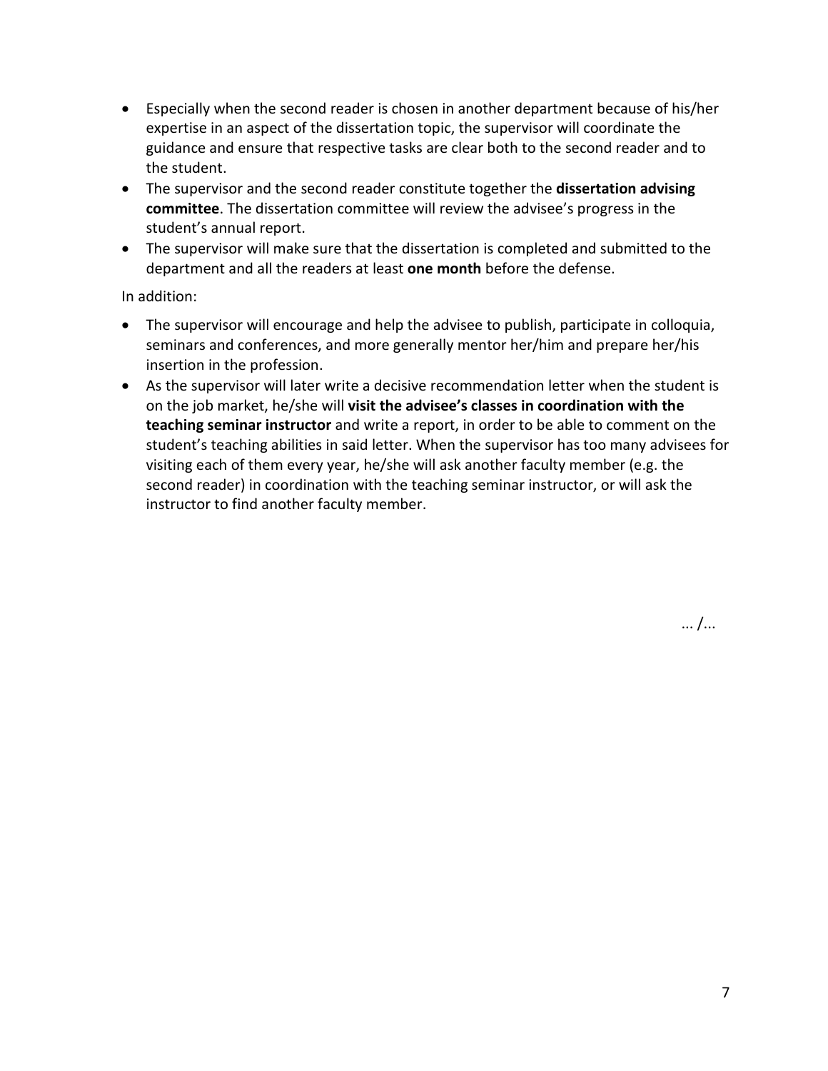- Especially when the second reader is chosen in another department because of his/her expertise in an aspect of the dissertation topic, the supervisor will coordinate the guidance and ensure that respective tasks are clear both to the second reader and to the student.
- The supervisor and the second reader constitute together the **dissertation advising committee**. The dissertation committee will review the advisee's progress in the student's annual report.
- The supervisor will make sure that the dissertation is completed and submitted to the department and all the readers at least **one month** before the defense.

In addition:

- The supervisor will encourage and help the advisee to publish, participate in colloquia, seminars and conferences, and more generally mentor her/him and prepare her/his insertion in the profession.
- As the supervisor will later write a decisive recommendation letter when the student is on the job market, he/she will **visit the advisee's classes in coordination with the teaching seminar instructor** and write a report, in order to be able to comment on the student's teaching abilities in said letter. When the supervisor has too many advisees for visiting each of them every year, he/she will ask another faculty member (e.g. the second reader) in coordination with the teaching seminar instructor, or will ask the instructor to find another faculty member.

... /...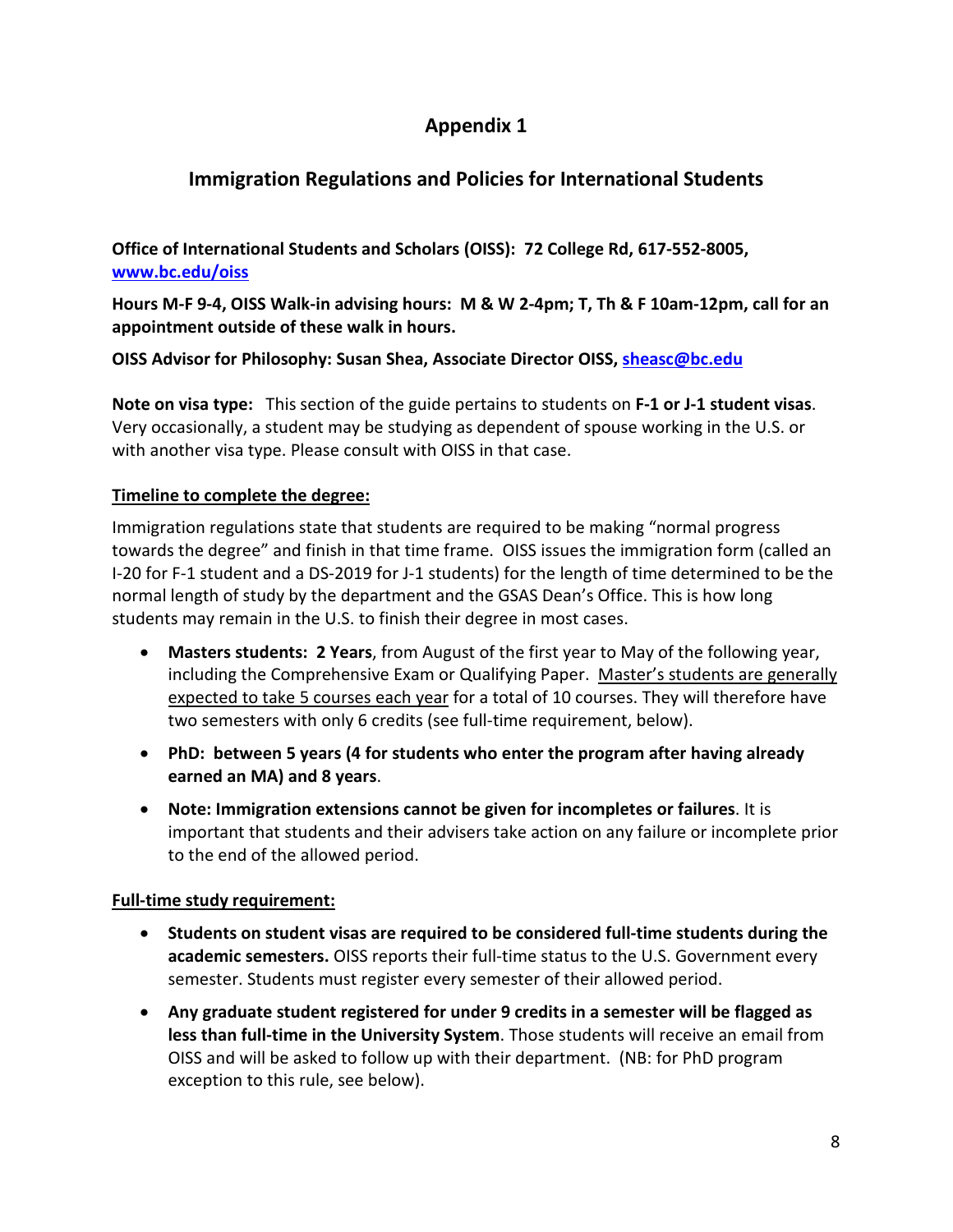# Appendix 1

## Immigration Regulations and Policies for International Students

**Office of International Students and Scholars (OISS): 72 College Rd, 617-552-8005, [www.bc.edu/oiss](www.bc.edu/oiss)**

**Hours M-F 9-4, OISS Walk-in advising hours: M & W 2-4pm; T, Th & F 10am-12pm, call for an appointment outside of these walk in hours.**

**OISS Advisor for Philosophy: Susan Shea, Associate Director OISS, [sheasc@bc.edu](mailto:sheasc@bc.edu)**

**Note on visa type:** This section of the guide pertains to students on **F-1 or J-1 student visas**. Very occasionally, a student may be studying as dependent of spouse working in the U.S. or with another visa type. Please consult with OISS in that case.

### Timeline to complete the degree:

Immigration regulations state that students are required to be making "normal progress towards the degree" and finish in that time frame. OISS issues the immigration form (called an I-20 for F-1 student and a DS-2019 for J-1 students) for the length of time determined to be the normal length of study by the department and the GSAS Dean's Office. This is how long students may remain in the U.S. to finish their degree in most cases.

- **Masters students: 2 Years**, from August of the first year to May of the following year, including the Comprehensive Exam or Qualifying Paper. Master's students are generally expected to take 5 courses each year for a total of 10 courses. They will therefore have two semesters with only 6 credits (see full-time requirement, below).
- **PhD: between 5 years (4 for students who enter the program after having already earned an MA) and 8 years**.
- **Note: Immigration extensions cannot be given for incompletes or failures**. It is important that students and their advisers take action on any failure or incomplete prior to the end of the allowed period.

### Full-time study requirement:

- **Students on student visas are required to be considered full-time students during the academic semesters.** OISS reports their full-time status to the U.S. Government every semester. Students must register every semester of their allowed period.
- **Any graduate student registered for under 9 credits in a semester will be flagged as less than full-time in the University System**. Those students will receive an email from OISS and will be asked to follow up with their department. (NB: for PhD program exception to this rule, see below).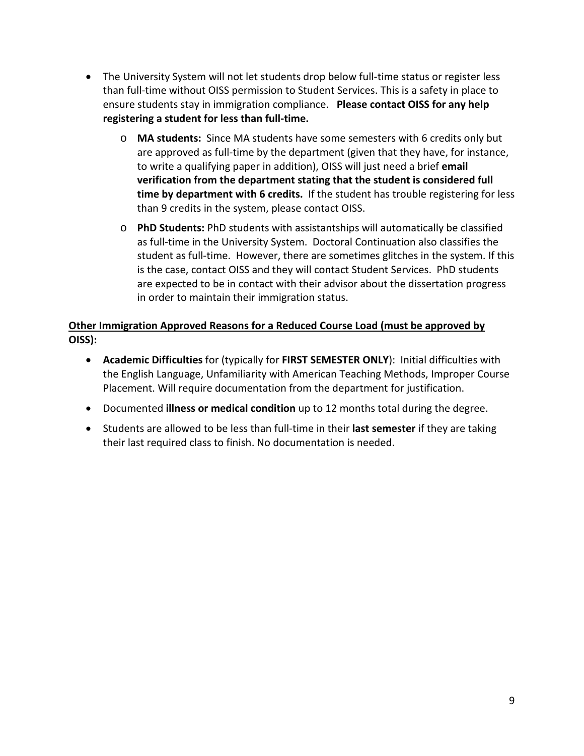- The University System will not let students drop below full-time status or register less than full-time without OISS permission to Student Services. This is a safety in place to ensure students stay in immigration compliance. **Please contact OISS for any help registering a student for less than full-time.**
    - **MA students:** Since MA students have some semesters with 6 credits only but are approved as full-time by the department (given that they have, for instance, to write a qualifying paper in addition), OISS will just need a brief **email verification from the department stating that the student is considered full time by department with 6 credits.** If the student has trouble registering for less than 9 credits in the system, please contact OISS.
    - **PhD Students:** PhD students with assistantships will automatically be classified as full-time in the University System. Doctoral Continuation also classifies the student as full-time. However, there are sometimes glitches in the system. If this is the case, contact OISS and they will contact Student Services. PhD students are expected to be in contact with their advisor about the dissertation progress in order to maintain their immigration status.

**<u>Other Immigration Approved Reasons for a Reduced Course Load (must be approved by OISS):</u>**

- **Academic Difficulties** for (typically for **FIRST SEMESTER ONLY**): Initial difficulties with the English Language, Unfamiliarity with American Teaching Methods, Improper Course Placement. Will require documentation from the department for justification.
- Documented **illness or medical condition** up to 12 months total during the degree.
- Students are allowed to be less than full-time in their **last semester** if they are taking their last required class to finish. No documentation is needed.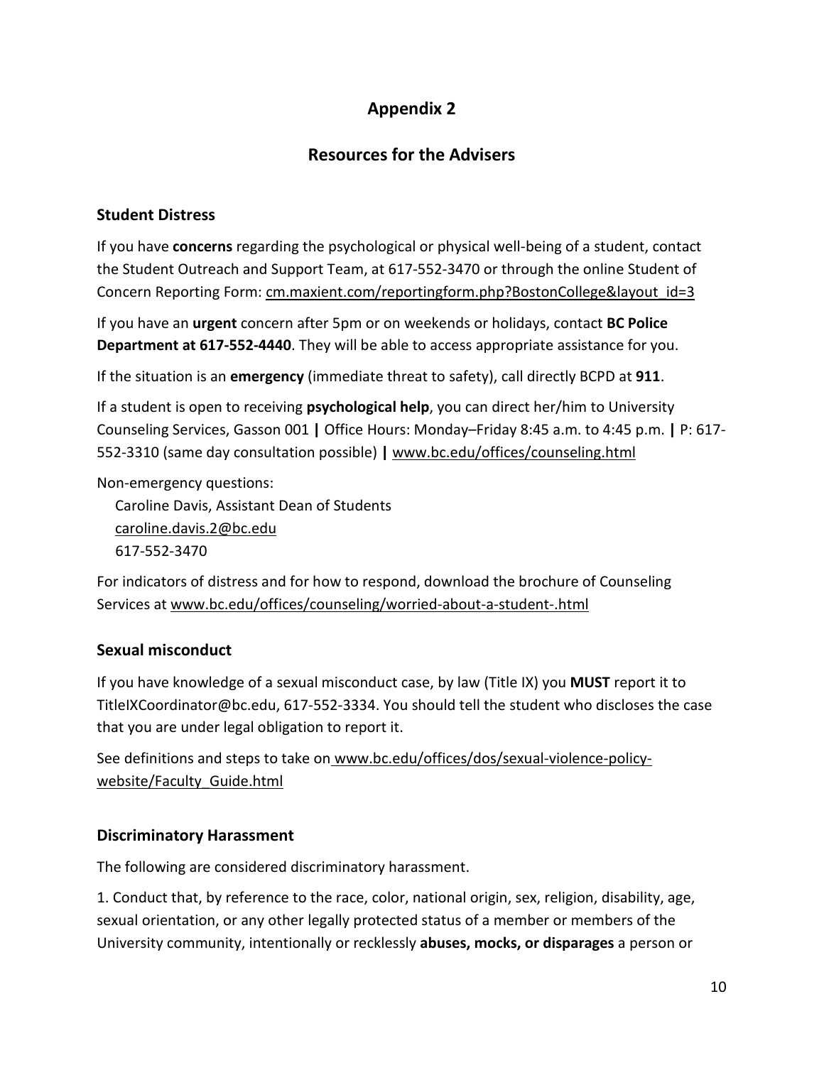# Appendix 2

## Resources for the Advisers

### Student Distress

If you have **concerns** regarding the psychological or physical well-being of a student, contact the Student Outreach and Support Team, at 617-552-3470 or through the online Student of Concern Reporting Form: cm.maxient.com/reportingform.php?BostonCollege&layout_id=3

If you have an **urgent** concern after 5pm or on weekends or holidays, contact **BC Police Department at 617-552-4440**. They will be able to access appropriate assistance for you.

If the situation is an **emergency** (immediate threat to safety), call directly BCPD at **911**.

If a student is open to receiving **psychological help**, you can direct her/him to University Counseling Services, Gasson 001 **|** Office Hours: Monday–Friday 8:45 a.m. to 4:45 p.m. **|** P: 617-552-3310 (same day consultation possible) **|** www.bc.edu/offices/counseling.html

Non-emergency questions:

Caroline Davis, Assistant Dean of Students
caroline.davis.2@bc.edu
617-552-3470

For indicators of distress and for how to respond, download the brochure of Counseling Services at www.bc.edu/offices/counseling/worried-about-a-student-.html

### Sexual misconduct

If you have knowledge of a sexual misconduct case, by law (Title IX) you **MUST** report it to TitleIXCoordinator@bc.edu, 617-552-3334. You should tell the student who discloses the case that you are under legal obligation to report it.

See definitions and steps to take on www.bc.edu/offices/dos/sexual-violence-policy-website/Faculty_Guide.html

### Discriminatory Harassment

The following are considered discriminatory harassment.

1. Conduct that, by reference to the race, color, national origin, sex, religion, disability, age, sexual orientation, or any other legally protected status of a member or members of the University community, intentionally or recklessly **abuses, mocks, or disparages** a person or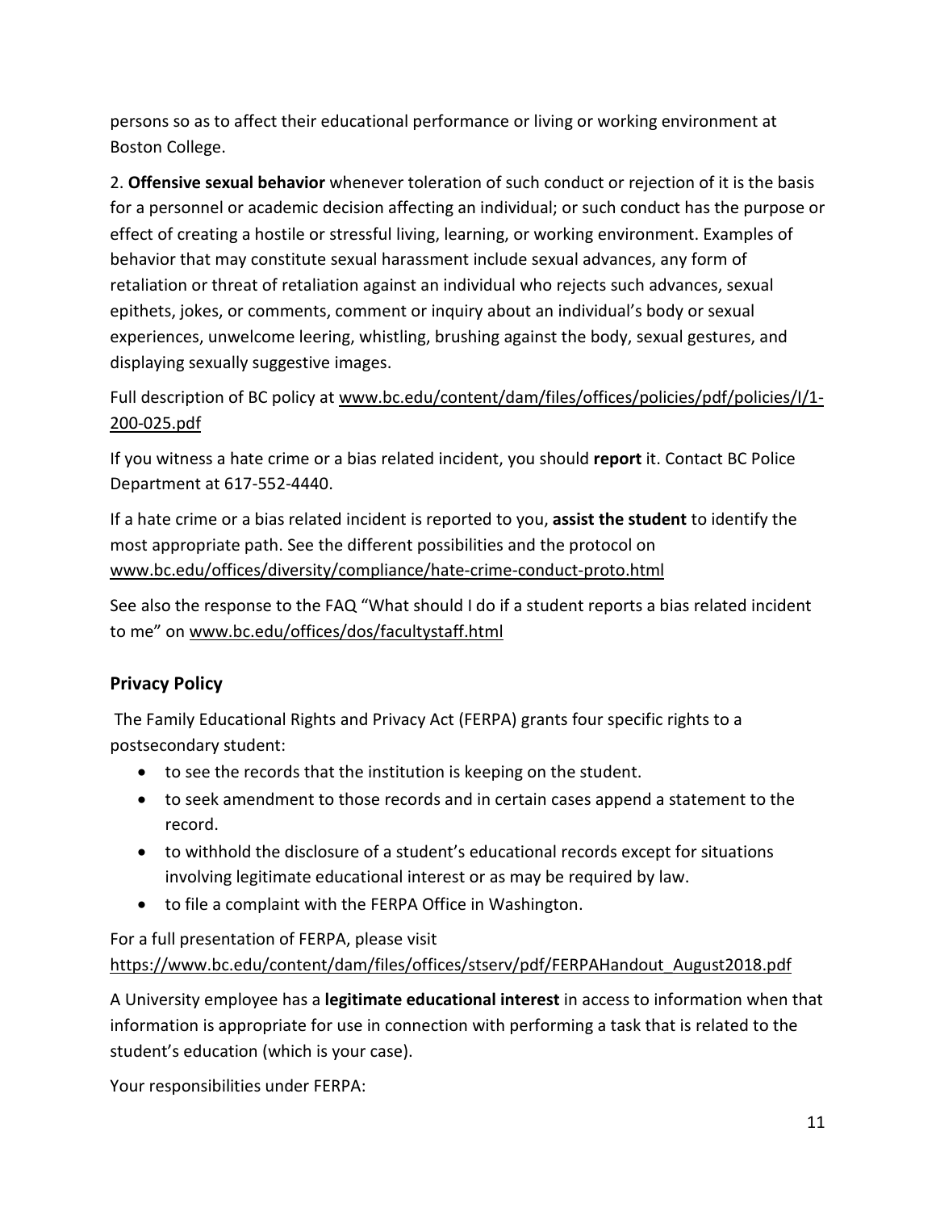persons so as to affect their educational performance or living or working environment at Boston College.

2. **Offensive sexual behavior** whenever toleration of such conduct or rejection of it is the basis for a personnel or academic decision affecting an individual; or such conduct has the purpose or effect of creating a hostile or stressful living, learning, or working environment. Examples of behavior that may constitute sexual harassment include sexual advances, any form of retaliation or threat of retaliation against an individual who rejects such advances, sexual epithets, jokes, or comments, comment or inquiry about an individual's body or sexual experiences, unwelcome leering, whistling, brushing against the body, sexual gestures, and displaying sexually suggestive images.

Full description of BC policy at www.bc.edu/content/dam/files/offices/policies/pdf/policies/I/1-200-025.pdf

If you witness a hate crime or a bias related incident, you should **report** it. Contact BC Police Department at 617-552-4440.

If a hate crime or a bias related incident is reported to you, **assist the student** to identify the most appropriate path. See the different possibilities and the protocol on www.bc.edu/offices/diversity/compliance/hate-crime-conduct-proto.html

See also the response to the FAQ "What should I do if a student reports a bias related incident to me" on www.bc.edu/offices/dos/facultystaff.html

## Privacy Policy

The Family Educational Rights and Privacy Act (FERPA) grants four specific rights to a postsecondary student:

- to see the records that the institution is keeping on the student.
- to seek amendment to those records and in certain cases append a statement to the record.
- to withhold the disclosure of a student's educational records except for situations involving legitimate educational interest or as may be required by law.
- to file a complaint with the FERPA Office in Washington.

For a full presentation of FERPA, please visit https://www.bc.edu/content/dam/files/offices/stserv/pdf/FERPAHandout_August2018.pdf

A University employee has a **legitimate educational interest** in access to information when that information is appropriate for use in connection with performing a task that is related to the student's education (which is your case).

Your responsibilities under FERPA: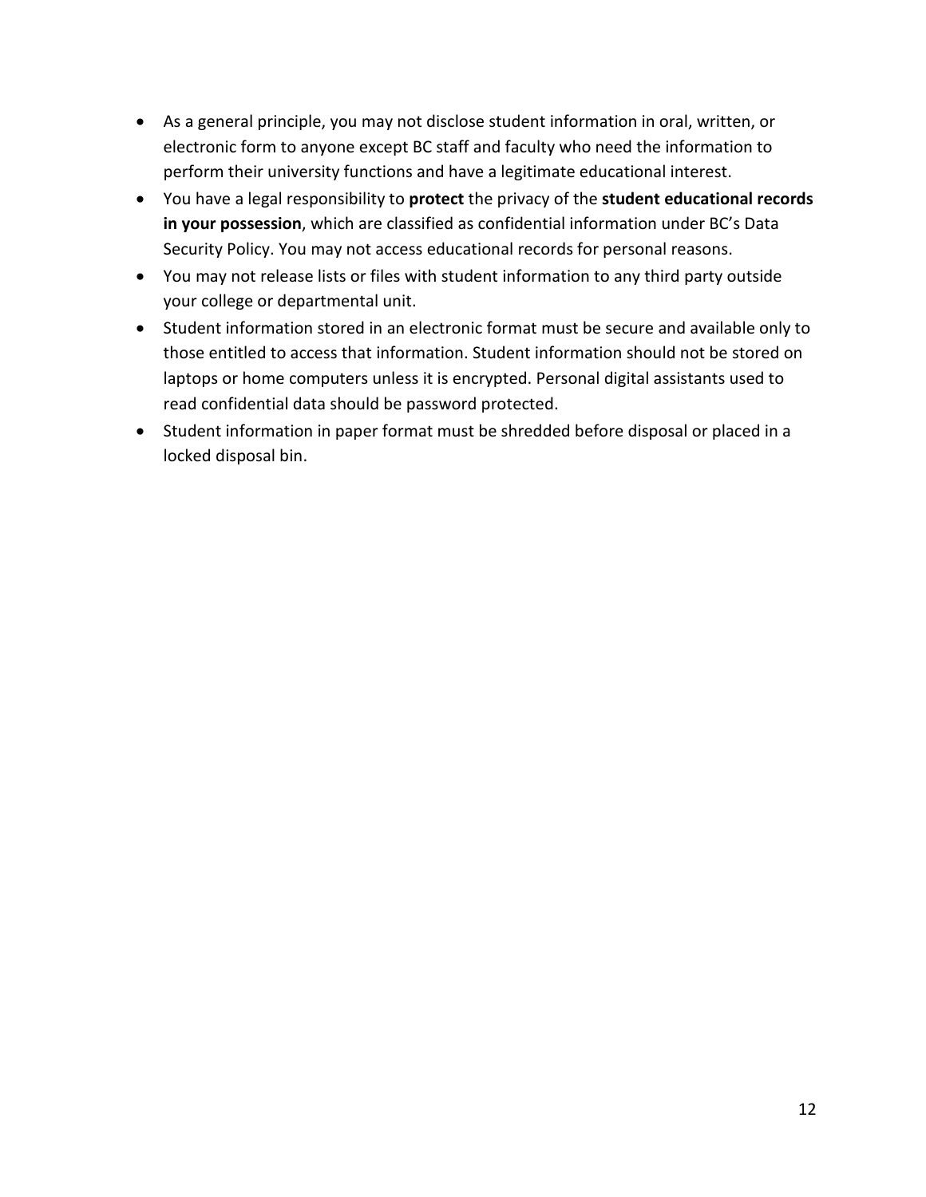- As a general principle, you may not disclose student information in oral, written, or electronic form to anyone except BC staff and faculty who need the information to perform their university functions and have a legitimate educational interest.
- You have a legal responsibility to **protect** the privacy of the **student educational records in your possession**, which are classified as confidential information under BC's Data Security Policy. You may not access educational records for personal reasons.
- You may not release lists or files with student information to any third party outside your college or departmental unit.
- Student information stored in an electronic format must be secure and available only to those entitled to access that information. Student information should not be stored on laptops or home computers unless it is encrypted. Personal digital assistants used to read confidential data should be password protected.
- Student information in paper format must be shredded before disposal or placed in a locked disposal bin.